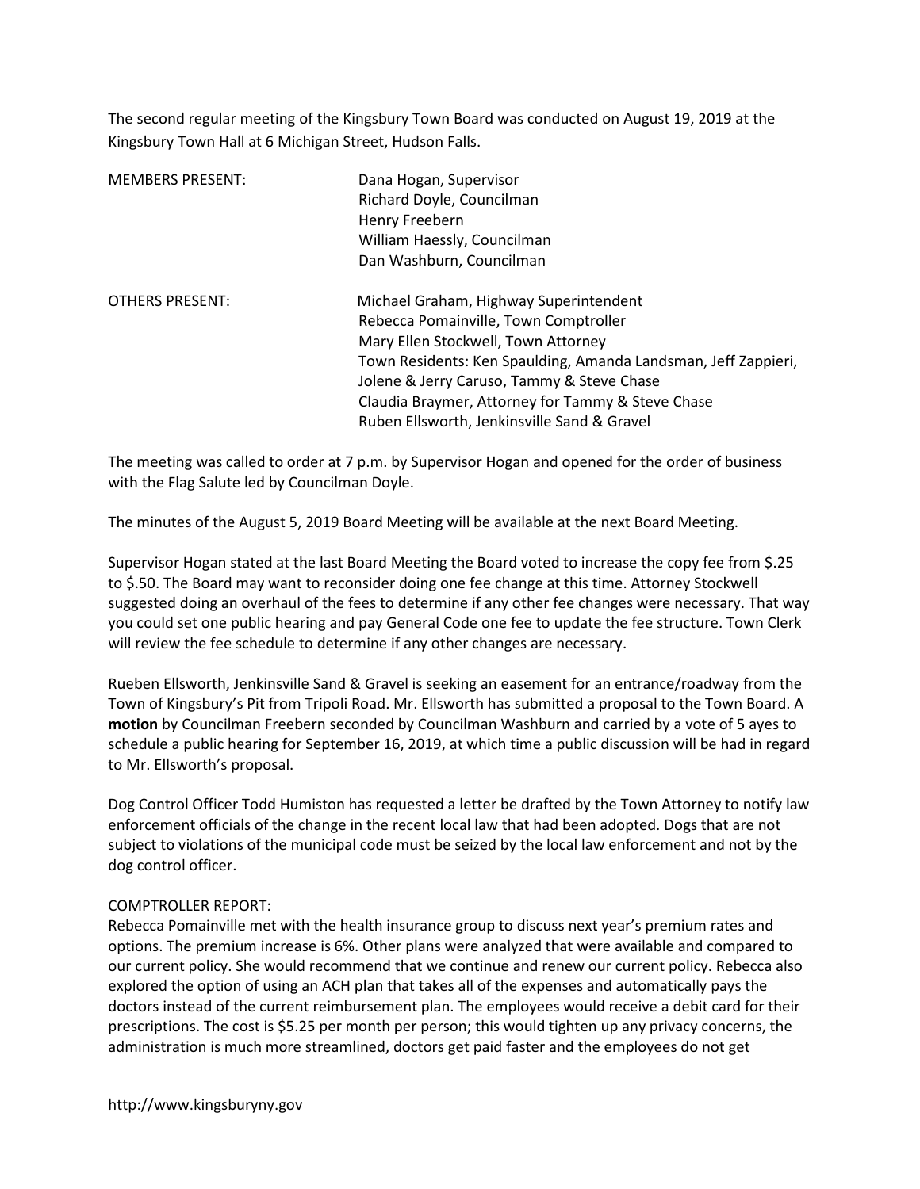The second regular meeting of the Kingsbury Town Board was conducted on August 19, 2019 at the Kingsbury Town Hall at 6 Michigan Street, Hudson Falls.

MEMBERS PRESENT:
Dana Hogan, Supervisor
Richard Doyle, Councilman
Henry Freebern
William Haessly, Councilman
Dan Washburn, Councilman

OTHERS PRESENT:
Michael Graham, Highway Superintendent
Rebecca Pomainville, Town Comptroller
Mary Ellen Stockwell, Town Attorney
Town Residents: Ken Spaulding, Amanda Landsman, Jeff Zappieri, Jolene & Jerry Caruso, Tammy & Steve Chase
Claudia Braymer, Attorney for Tammy & Steve Chase
Ruben Ellsworth, Jenkinsville Sand & Gravel

The meeting was called to order at 7 p.m. by Supervisor Hogan and opened for the order of business with the Flag Salute led by Councilman Doyle.

The minutes of the August 5, 2019 Board Meeting will be available at the next Board Meeting.

Supervisor Hogan stated at the last Board Meeting the Board voted to increase the copy fee from $.25 to $.50. The Board may want to reconsider doing one fee change at this time. Attorney Stockwell suggested doing an overhaul of the fees to determine if any other fee changes were necessary. That way you could set one public hearing and pay General Code one fee to update the fee structure. Town Clerk will review the fee schedule to determine if any other changes are necessary.

Rueben Ellsworth, Jenkinsville Sand & Gravel is seeking an easement for an entrance/roadway from the Town of Kingsbury's Pit from Tripoli Road. Mr. Ellsworth has submitted a proposal to the Town Board. A **motion** by Councilman Freebern seconded by Councilman Washburn and carried by a vote of 5 ayes to schedule a public hearing for September 16, 2019, at which time a public discussion will be had in regard to Mr. Ellsworth's proposal.

Dog Control Officer Todd Humiston has requested a letter be drafted by the Town Attorney to notify law enforcement officials of the change in the recent local law that had been adopted. Dogs that are not subject to violations of the municipal code must be seized by the local law enforcement and not by the dog control officer.

COMPTROLLER REPORT:
Rebecca Pomainville met with the health insurance group to discuss next year's premium rates and options. The premium increase is 6%. Other plans were analyzed that were available and compared to our current policy. She would recommend that we continue and renew our current policy. Rebecca also explored the option of using an ACH plan that takes all of the expenses and automatically pays the doctors instead of the current reimbursement plan. The employees would receive a debit card for their prescriptions. The cost is $5.25 per month per person; this would tighten up any privacy concerns, the administration is much more streamlined, doctors get paid faster and the employees do not get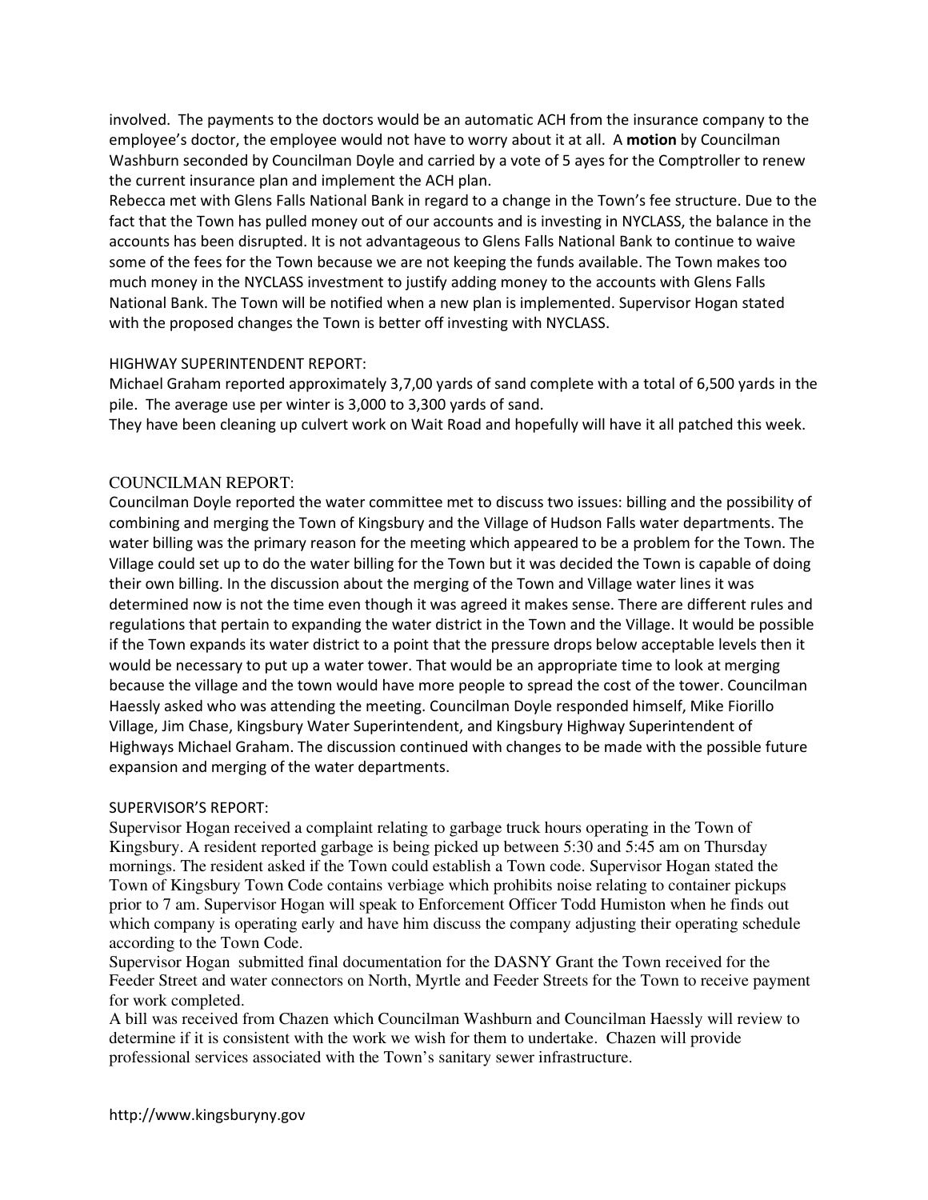involved. The payments to the doctors would be an automatic ACH from the insurance company to the employee's doctor, the employee would not have to worry about it at all. A **motion** by Councilman Washburn seconded by Councilman Doyle and carried by a vote of 5 ayes for the Comptroller to renew the current insurance plan and implement the ACH plan.

Rebecca met with Glens Falls National Bank in regard to a change in the Town's fee structure. Due to the fact that the Town has pulled money out of our accounts and is investing in NYCLASS, the balance in the accounts has been disrupted. It is not advantageous to Glens Falls National Bank to continue to waive some of the fees for the Town because we are not keeping the funds available. The Town makes too much money in the NYCLASS investment to justify adding money to the accounts with Glens Falls National Bank. The Town will be notified when a new plan is implemented. Supervisor Hogan stated with the proposed changes the Town is better off investing with NYCLASS.

HIGHWAY SUPERINTENDENT REPORT:

Michael Graham reported approximately 3,7,00 yards of sand complete with a total of 6,500 yards in the pile. The average use per winter is 3,000 to 3,300 yards of sand.

They have been cleaning up culvert work on Wait Road and hopefully will have it all patched this week.

COUNCILMAN REPORT:

Councilman Doyle reported the water committee met to discuss two issues: billing and the possibility of combining and merging the Town of Kingsbury and the Village of Hudson Falls water departments. The water billing was the primary reason for the meeting which appeared to be a problem for the Town. The Village could set up to do the water billing for the Town but it was decided the Town is capable of doing their own billing. In the discussion about the merging of the Town and Village water lines it was determined now is not the time even though it was agreed it makes sense. There are different rules and regulations that pertain to expanding the water district in the Town and the Village. It would be possible if the Town expands its water district to a point that the pressure drops below acceptable levels then it would be necessary to put up a water tower. That would be an appropriate time to look at merging because the village and the town would have more people to spread the cost of the tower. Councilman Haessly asked who was attending the meeting. Councilman Doyle responded himself, Mike Fiorillo Village, Jim Chase, Kingsbury Water Superintendent, and Kingsbury Highway Superintendent of Highways Michael Graham. The discussion continued with changes to be made with the possible future expansion and merging of the water departments.

SUPERVISOR'S REPORT:

Supervisor Hogan received a complaint relating to garbage truck hours operating in the Town of Kingsbury. A resident reported garbage is being picked up between 5:30 and 5:45 am on Thursday mornings. The resident asked if the Town could establish a Town code. Supervisor Hogan stated the Town of Kingsbury Town Code contains verbiage which prohibits noise relating to container pickups prior to 7 am. Supervisor Hogan will speak to Enforcement Officer Todd Humiston when he finds out which company is operating early and have him discuss the company adjusting their operating schedule according to the Town Code.

Supervisor Hogan submitted final documentation for the DASNY Grant the Town received for the Feeder Street and water connectors on North, Myrtle and Feeder Streets for the Town to receive payment for work completed.

A bill was received from Chazen which Councilman Washburn and Councilman Haessly will review to determine if it is consistent with the work we wish for them to undertake. Chazen will provide professional services associated with the Town's sanitary sewer infrastructure.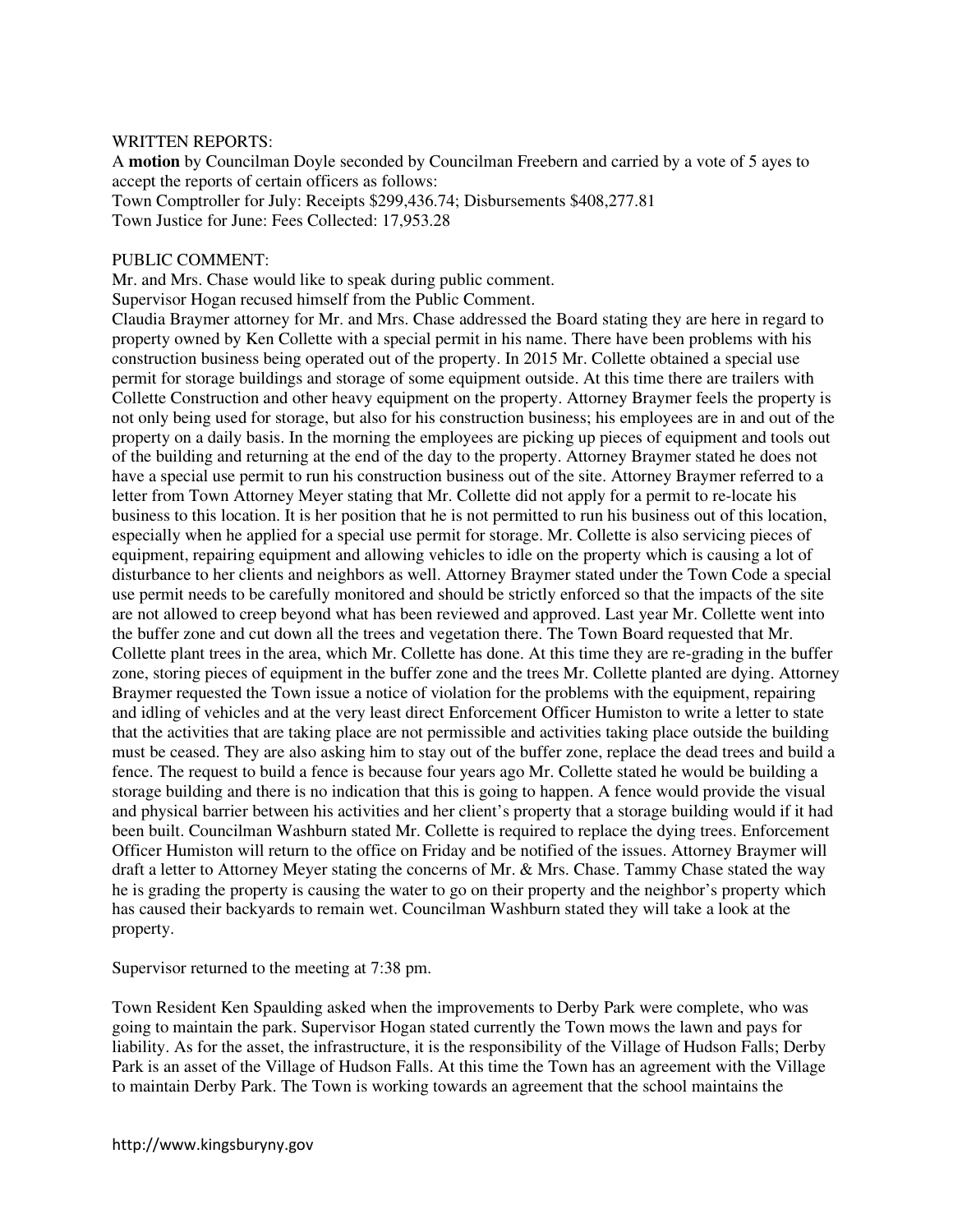WRITTEN REPORTS:

A **motion** by Councilman Doyle seconded by Councilman Freebern and carried by a vote of 5 ayes to accept the reports of certain officers as follows:
Town Comptroller for July: Receipts $299,436.74; Disbursements $408,277.81
Town Justice for June: Fees Collected: 17,953.28

PUBLIC COMMENT:

Mr. and Mrs. Chase would like to speak during public comment.

Supervisor Hogan recused himself from the Public Comment.

Claudia Braymer attorney for Mr. and Mrs. Chase addressed the Board stating they are here in regard to property owned by Ken Collette with a special permit in his name. There have been problems with his construction business being operated out of the property. In 2015 Mr. Collette obtained a special use permit for storage buildings and storage of some equipment outside. At this time there are trailers with Collette Construction and other heavy equipment on the property. Attorney Braymer feels the property is not only being used for storage, but also for his construction business; his employees are in and out of the property on a daily basis. In the morning the employees are picking up pieces of equipment and tools out of the building and returning at the end of the day to the property. Attorney Braymer stated he does not have a special use permit to run his construction business out of the site. Attorney Braymer referred to a letter from Town Attorney Meyer stating that Mr. Collette did not apply for a permit to re-locate his business to this location. It is her position that he is not permitted to run his business out of this location, especially when he applied for a special use permit for storage. Mr. Collette is also servicing pieces of equipment, repairing equipment and allowing vehicles to idle on the property which is causing a lot of disturbance to her clients and neighbors as well. Attorney Braymer stated under the Town Code a special use permit needs to be carefully monitored and should be strictly enforced so that the impacts of the site are not allowed to creep beyond what has been reviewed and approved. Last year Mr. Collette went into the buffer zone and cut down all the trees and vegetation there. The Town Board requested that Mr. Collette plant trees in the area, which Mr. Collette has done. At this time they are re-grading in the buffer zone, storing pieces of equipment in the buffer zone and the trees Mr. Collette planted are dying. Attorney Braymer requested the Town issue a notice of violation for the problems with the equipment, repairing and idling of vehicles and at the very least direct Enforcement Officer Humiston to write a letter to state that the activities that are taking place are not permissible and activities taking place outside the building must be ceased. They are also asking him to stay out of the buffer zone, replace the dead trees and build a fence. The request to build a fence is because four years ago Mr. Collette stated he would be building a storage building and there is no indication that this is going to happen. A fence would provide the visual and physical barrier between his activities and her client's property that a storage building would if it had been built. Councilman Washburn stated Mr. Collette is required to replace the dying trees. Enforcement Officer Humiston will return to the office on Friday and be notified of the issues. Attorney Braymer will draft a letter to Attorney Meyer stating the concerns of Mr. & Mrs. Chase. Tammy Chase stated the way he is grading the property is causing the water to go on their property and the neighbor's property which has caused their backyards to remain wet. Councilman Washburn stated they will take a look at the property.

Supervisor returned to the meeting at 7:38 pm.

Town Resident Ken Spaulding asked when the improvements to Derby Park were complete, who was going to maintain the park. Supervisor Hogan stated currently the Town mows the lawn and pays for liability. As for the asset, the infrastructure, it is the responsibility of the Village of Hudson Falls; Derby Park is an asset of the Village of Hudson Falls. At this time the Town has an agreement with the Village to maintain Derby Park. The Town is working towards an agreement that the school maintains the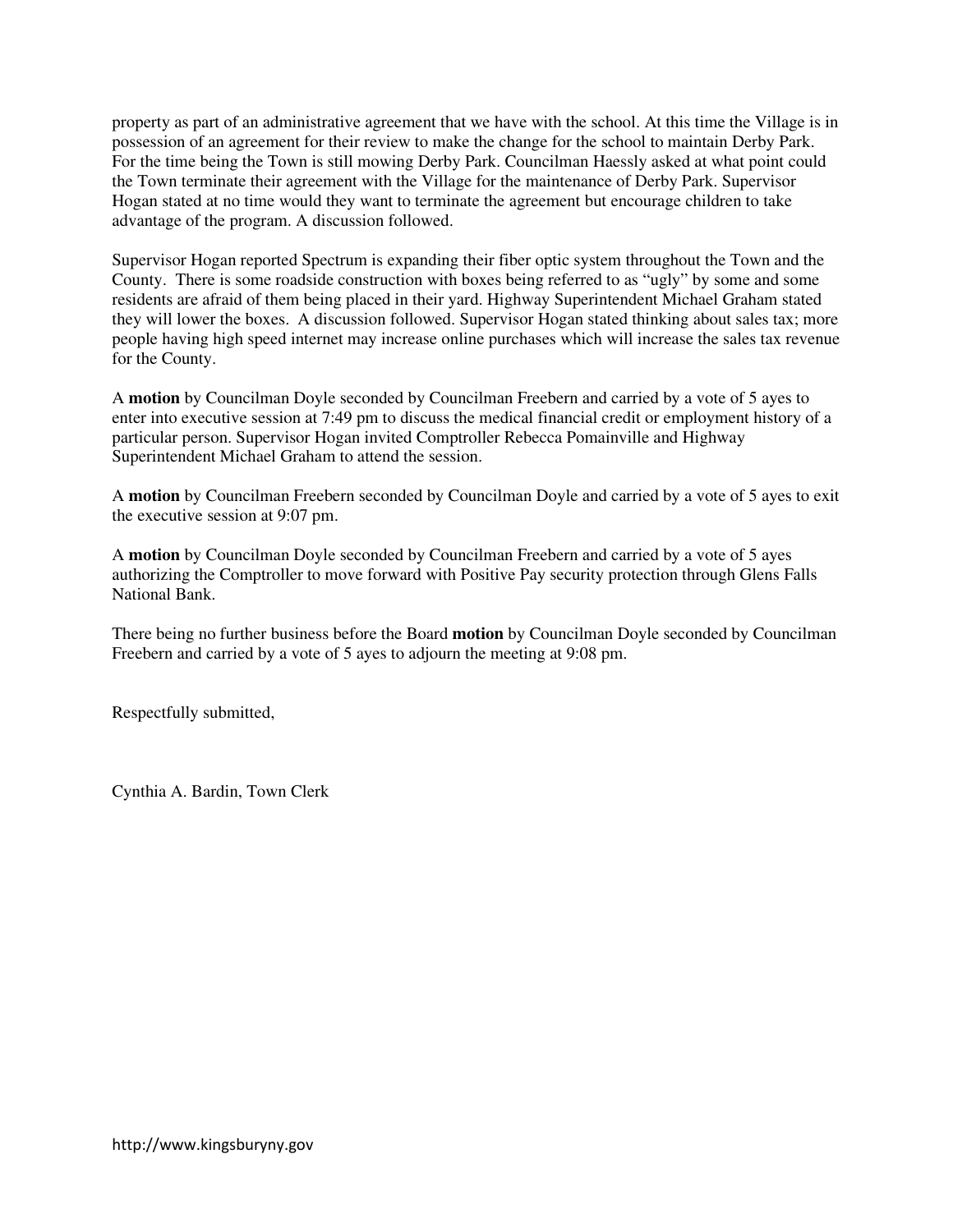property as part of an administrative agreement that we have with the school. At this time the Village is in possession of an agreement for their review to make the change for the school to maintain Derby Park. For the time being the Town is still mowing Derby Park. Councilman Haessly asked at what point could the Town terminate their agreement with the Village for the maintenance of Derby Park. Supervisor Hogan stated at no time would they want to terminate the agreement but encourage children to take advantage of the program. A discussion followed.

Supervisor Hogan reported Spectrum is expanding their fiber optic system throughout the Town and the County. There is some roadside construction with boxes being referred to as "ugly" by some and some residents are afraid of them being placed in their yard. Highway Superintendent Michael Graham stated they will lower the boxes. A discussion followed. Supervisor Hogan stated thinking about sales tax; more people having high speed internet may increase online purchases which will increase the sales tax revenue for the County.

A **motion** by Councilman Doyle seconded by Councilman Freebern and carried by a vote of 5 ayes to enter into executive session at 7:49 pm to discuss the medical financial credit or employment history of a particular person. Supervisor Hogan invited Comptroller Rebecca Pomainville and Highway Superintendent Michael Graham to attend the session.

A **motion** by Councilman Freebern seconded by Councilman Doyle and carried by a vote of 5 ayes to exit the executive session at 9:07 pm.

A **motion** by Councilman Doyle seconded by Councilman Freebern and carried by a vote of 5 ayes authorizing the Comptroller to move forward with Positive Pay security protection through Glens Falls National Bank.

There being no further business before the Board **motion** by Councilman Doyle seconded by Councilman Freebern and carried by a vote of 5 ayes to adjourn the meeting at 9:08 pm.

Respectfully submitted,

Cynthia A. Bardin, Town Clerk